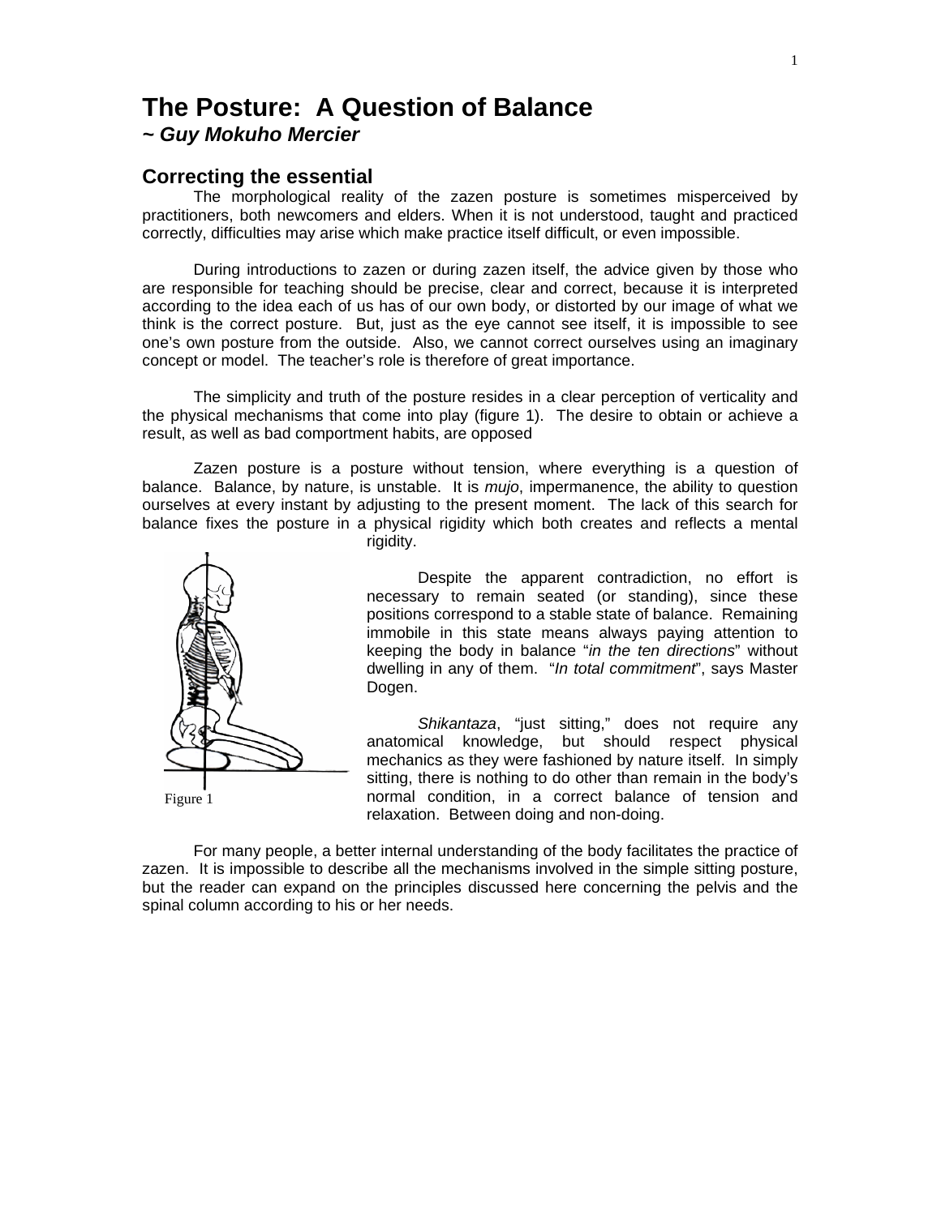# The Posture: A Question of Balance

***~ Guy Mokuho Mercier***

## Correcting the essential

The morphological reality of the zazen posture is sometimes misperceived by practitioners, both newcomers and elders. When it is not understood, taught and practiced correctly, difficulties may arise which make practice itself difficult, or even impossible.

During introductions to zazen or during zazen itself, the advice given by those who are responsible for teaching should be precise, clear and correct, because it is interpreted according to the idea each of us has of our own body, or distorted by our image of what we think is the correct posture. But, just as the eye cannot see itself, it is impossible to see one's own posture from the outside. Also, we cannot correct ourselves using an imaginary concept or model. The teacher's role is therefore of great importance.

The simplicity and truth of the posture resides in a clear perception of verticality and the physical mechanisms that come into play (figure 1). The desire to obtain or achieve a result, as well as bad comportment habits, are opposed

Zazen posture is a posture without tension, where everything is a question of balance. Balance, by nature, is unstable. It is *mujo*, impermanence, the ability to question ourselves at every instant by adjusting to the present moment. The lack of this search for balance fixes the posture in a physical rigidity which both creates and reflects a mental rigidity.

Figure 1

Despite the apparent contradiction, no effort is necessary to remain seated (or standing), since these positions correspond to a stable state of balance. Remaining immobile in this state means always paying attention to keeping the body in balance "*in the ten directions*" without dwelling in any of them. "*In total commitment*", says Master Dogen.

*Shikantaza*, "just sitting," does not require any anatomical knowledge, but should respect physical mechanics as they were fashioned by nature itself. In simply sitting, there is nothing to do other than remain in the body's normal condition, in a correct balance of tension and relaxation. Between doing and non-doing.

For many people, a better internal understanding of the body facilitates the practice of zazen. It is impossible to describe all the mechanisms involved in the simple sitting posture, but the reader can expand on the principles discussed here concerning the pelvis and the spinal column according to his or her needs.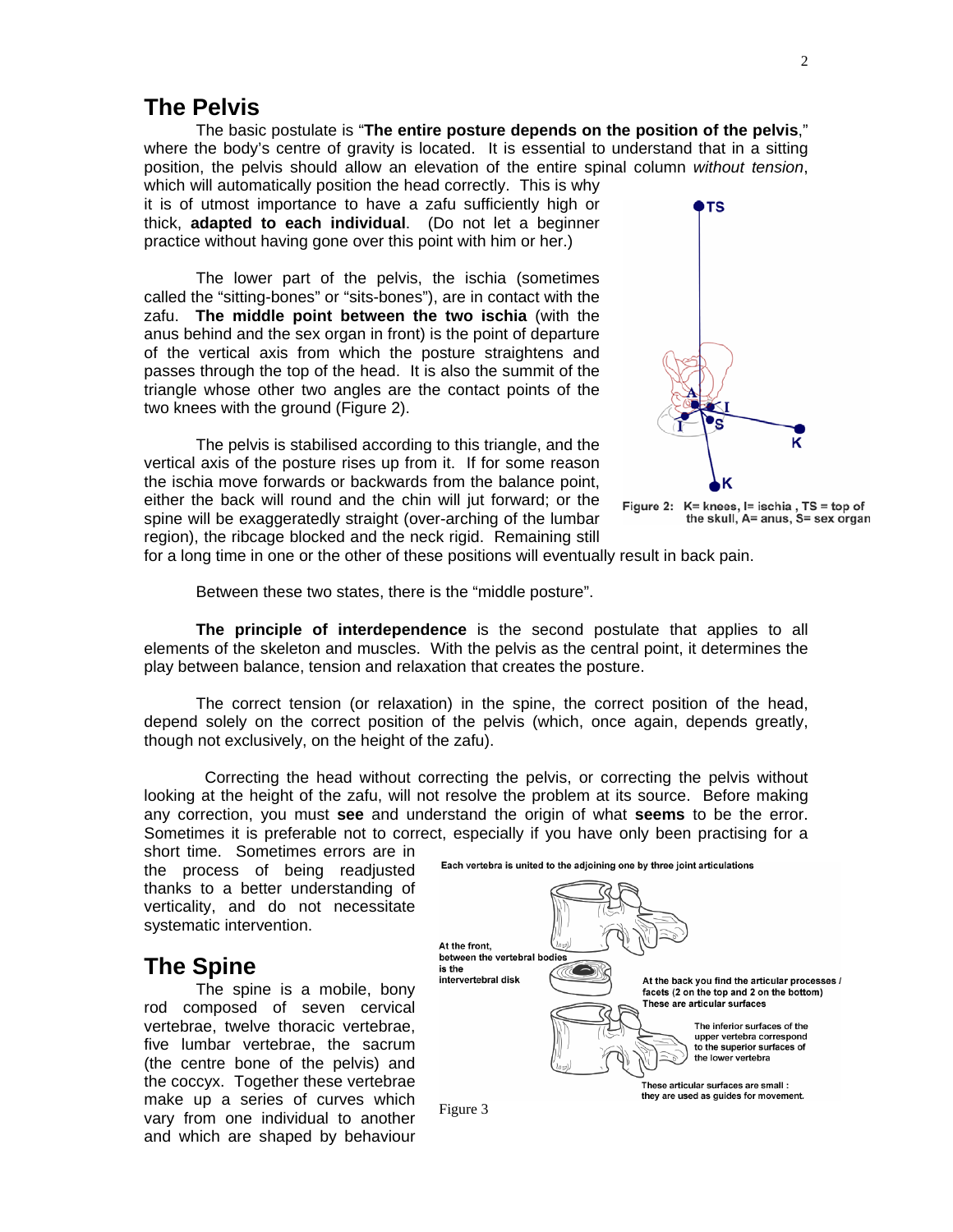## The Pelvis

The basic postulate is "**The entire posture depends on the position of the pelvis**," where the body's centre of gravity is located. It is essential to understand that in a sitting position, the pelvis should allow an elevation of the entire spinal column *without tension*, which will automatically position the head correctly. This is why it is of utmost importance to have a zafu sufficiently high or thick, **adapted to each individual**. (Do not let a beginner practice without having gone over this point with him or her.)

The lower part of the pelvis, the ischia (sometimes called the "sitting-bones" or "sits-bones"), are in contact with the zafu. **The middle point between the two ischia** (with the anus behind and the sex organ in front) is the point of departure of the vertical axis from which the posture straightens and passes through the top of the head. It is also the summit of the triangle whose other two angles are the contact points of the two knees with the ground (Figure 2).

TS

A

I

I

S

K

K

Figure 2: K= knees, I= ischia , TS = top of the skull, A= anus, S= sex organ

The pelvis is stabilised according to this triangle, and the vertical axis of the posture rises up from it. If for some reason the ischia move forwards or backwards from the balance point, either the back will round and the chin will jut forward; or the spine will be exaggeratedly straight (over-arching of the lumbar region), the ribcage blocked and the neck rigid. Remaining still for a long time in one or the other of these positions will eventually result in back pain.

Between these two states, there is the "middle posture".

**The principle of interdependence** is the second postulate that applies to all elements of the skeleton and muscles. With the pelvis as the central point, it determines the play between balance, tension and relaxation that creates the posture.

The correct tension (or relaxation) in the spine, the correct position of the head, depend solely on the correct position of the pelvis (which, once again, depends greatly, though not exclusively, on the height of the zafu).

Correcting the head without correcting the pelvis, or correcting the pelvis without looking at the height of the zafu, will not resolve the problem at its source. Before making any correction, you must **see** and understand the origin of what **seems** to be the error. Sometimes it is preferable not to correct, especially if you have only been practising for a short time. Sometimes errors are in the process of being readjusted thanks to a better understanding of verticality, and do not necessitate systematic intervention.

## The Spine

The spine is a mobile, bony rod composed of seven cervical vertebrae, twelve thoracic vertebrae, five lumbar vertebrae, the sacrum (the centre bone of the pelvis) and the coccyx. Together these vertebrae make up a series of curves which vary from one individual to another and which are shaped by behaviour

Each vertebra is united to the adjoining one by three joint articulations

At the front, between the vertebral bodies is the intervertebral disk

At the back you find the articular processes / facets (2 on the top and 2 on the bottom) These are articular surfaces

The inferior surfaces of the upper vertebra correspond to the superior surfaces of the lower vertebra

These articular surfaces are small : they are used as guides for movement.

Figure 3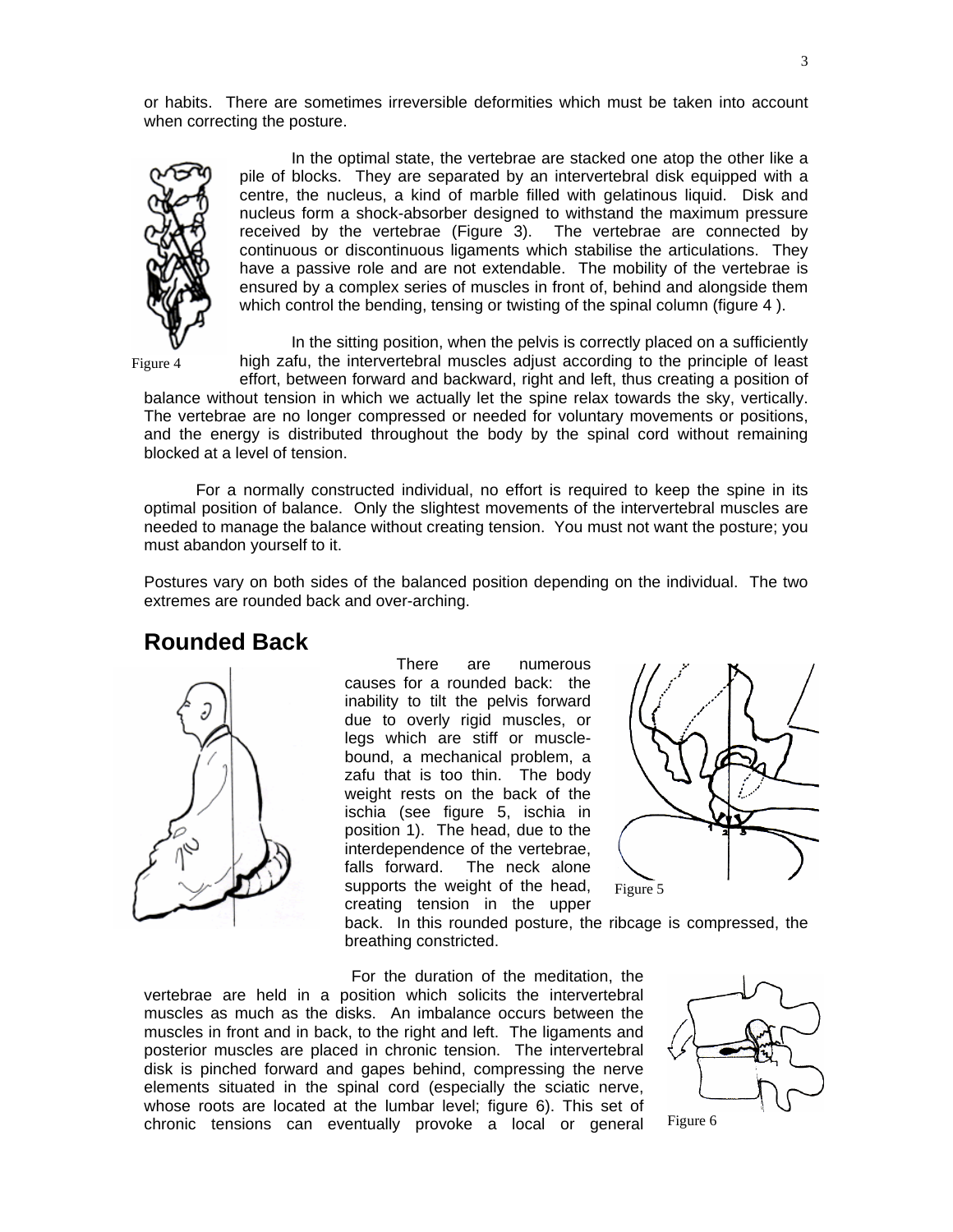or habits. There are sometimes irreversible deformities which must be taken into account when correcting the posture.

In the optimal state, the vertebrae are stacked one atop the other like a pile of blocks. They are separated by an intervertebral disk equipped with a centre, the nucleus, a kind of marble filled with gelatinous liquid. Disk and nucleus form a shock-absorber designed to withstand the maximum pressure received by the vertebrae (Figure 3). The vertebrae are connected by continuous or discontinuous ligaments which stabilise the articulations. They have a passive role and are not extendable. The mobility of the vertebrae is ensured by a complex series of muscles in front of, behind and alongside them which control the bending, tensing or twisting of the spinal column (figure 4 ).

Figure 4

In the sitting position, when the pelvis is correctly placed on a sufficiently high zafu, the intervertebral muscles adjust according to the principle of least effort, between forward and backward, right and left, thus creating a position of balance without tension in which we actually let the spine relax towards the sky, vertically. The vertebrae are no longer compressed or needed for voluntary movements or positions, and the energy is distributed throughout the body by the spinal cord without remaining blocked at a level of tension.

For a normally constructed individual, no effort is required to keep the spine in its optimal position of balance. Only the slightest movements of the intervertebral muscles are needed to manage the balance without creating tension. You must not want the posture; you must abandon yourself to it.

Postures vary on both sides of the balanced position depending on the individual. The two extremes are rounded back and over-arching.

## Rounded Back

There are numerous causes for a rounded back: the inability to tilt the pelvis forward due to overly rigid muscles, or legs which are stiff or muscle-bound, a mechanical problem, a zafu that is too thin. The body weight rests on the back of the ischia (see figure 5, ischia in position 1). The head, due to the interdependence of the vertebrae, falls forward. The neck alone supports the weight of the head, creating tension in the upper back. In this rounded posture, the ribcage is compressed, the breathing constricted.

Figure 5

For the duration of the meditation, the vertebrae are held in a position which solicits the intervertebral muscles as much as the disks. An imbalance occurs between the muscles in front and in back, to the right and left. The ligaments and posterior muscles are placed in chronic tension. The intervertebral disk is pinched forward and gapes behind, compressing the nerve elements situated in the spinal cord (especially the sciatic nerve, whose roots are located at the lumbar level; figure 6). This set of chronic tensions can eventually provoke a local or general

Figure 6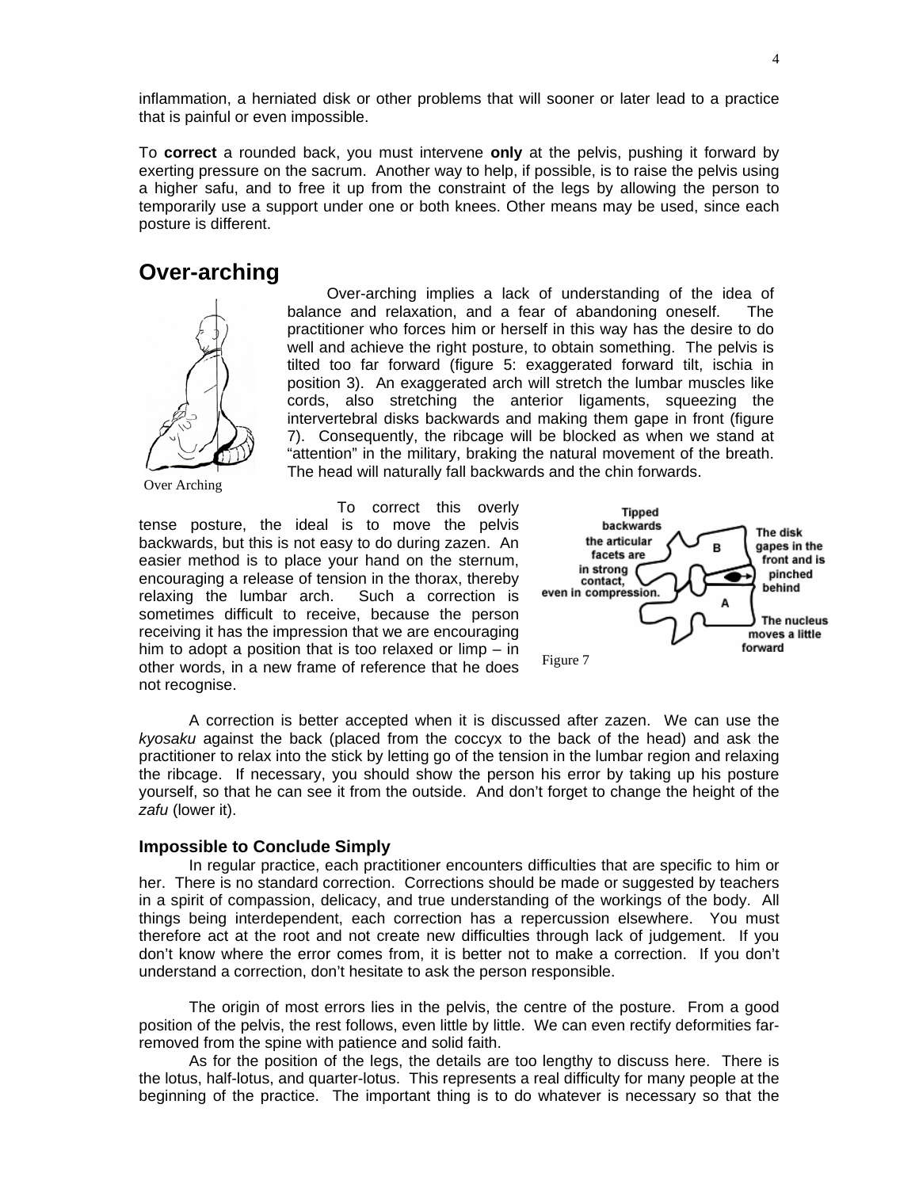inflammation, a herniated disk or other problems that will sooner or later lead to a practice that is painful or even impossible.

To **correct** a rounded back, you must intervene **only** at the pelvis, pushing it forward by exerting pressure on the sacrum. Another way to help, if possible, is to raise the pelvis using a higher safu, and to free it up from the constraint of the legs by allowing the person to temporarily use a support under one or both knees. Other means may be used, since each posture is different.

## Over-arching

Over Arching

Over-arching implies a lack of understanding of the idea of balance and relaxation, and a fear of abandoning oneself. The practitioner who forces him or herself in this way has the desire to do well and achieve the right posture, to obtain something. The pelvis is tilted too far forward (figure 5: exaggerated forward tilt, ischia in position 3). An exaggerated arch will stretch the lumbar muscles like cords, also stretching the anterior ligaments, squeezing the intervertebral disks backwards and making them gape in front (figure 7). Consequently, the ribcage will be blocked as when we stand at "attention" in the military, braking the natural movement of the breath. The head will naturally fall backwards and the chin forwards.

To correct this overly tense posture, the ideal is to move the pelvis backwards, but this is not easy to do during zazen. An easier method is to place your hand on the sternum, encouraging a release of tension in the thorax, thereby relaxing the lumbar arch. Such a correction is sometimes difficult to receive, because the person receiving it has the impression that we are encouraging him to adopt a position that is too relaxed or limp – in other words, in a new frame of reference that he does not recognise.

Tipped backwards the articular facets are in strong contact, even in compression.

B

A

The disk gapes in the front and is pinched behind

The nucleus moves a little forward

Figure 7

A correction is better accepted when it is discussed after zazen. We can use the *kyosaku* against the back (placed from the coccyx to the back of the head) and ask the practitioner to relax into the stick by letting go of the tension in the lumbar region and relaxing the ribcage. If necessary, you should show the person his error by taking up his posture yourself, so that he can see it from the outside. And don't forget to change the height of the *zafu* (lower it).

### Impossible to Conclude Simply

In regular practice, each practitioner encounters difficulties that are specific to him or her. There is no standard correction. Corrections should be made or suggested by teachers in a spirit of compassion, delicacy, and true understanding of the workings of the body. All things being interdependent, each correction has a repercussion elsewhere. You must therefore act at the root and not create new difficulties through lack of judgement. If you don't know where the error comes from, it is better not to make a correction. If you don't understand a correction, don't hesitate to ask the person responsible.

The origin of most errors lies in the pelvis, the centre of the posture. From a good position of the pelvis, the rest follows, even little by little. We can even rectify deformities far-removed from the spine with patience and solid faith.

As for the position of the legs, the details are too lengthy to discuss here. There is the lotus, half-lotus, and quarter-lotus. This represents a real difficulty for many people at the beginning of the practice. The important thing is to do whatever is necessary so that the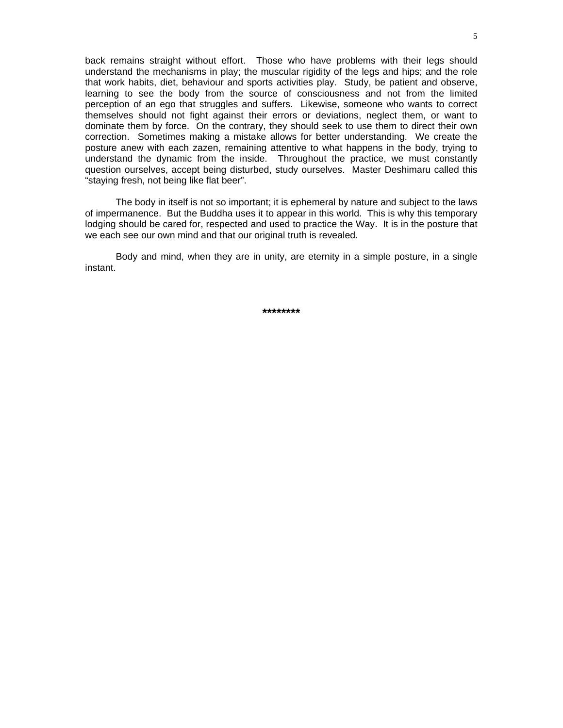back remains straight without effort. Those who have problems with their legs should understand the mechanisms in play; the muscular rigidity of the legs and hips; and the role that work habits, diet, behaviour and sports activities play. Study, be patient and observe, learning to see the body from the source of consciousness and not from the limited perception of an ego that struggles and suffers. Likewise, someone who wants to correct themselves should not fight against their errors or deviations, neglect them, or want to dominate them by force. On the contrary, they should seek to use them to direct their own correction. Sometimes making a mistake allows for better understanding. We create the posture anew with each zazen, remaining attentive to what happens in the body, trying to understand the dynamic from the inside. Throughout the practice, we must constantly question ourselves, accept being disturbed, study ourselves. Master Deshimaru called this "staying fresh, not being like flat beer".

The body in itself is not so important; it is ephemeral by nature and subject to the laws of impermanence. But the Buddha uses it to appear in this world. This is why this temporary lodging should be cared for, respected and used to practice the Way. It is in the posture that we each see our own mind and that our original truth is revealed.

Body and mind, when they are in unity, are eternity in a simple posture, in a single instant.

**\*\*\*\*\*\*\*\***